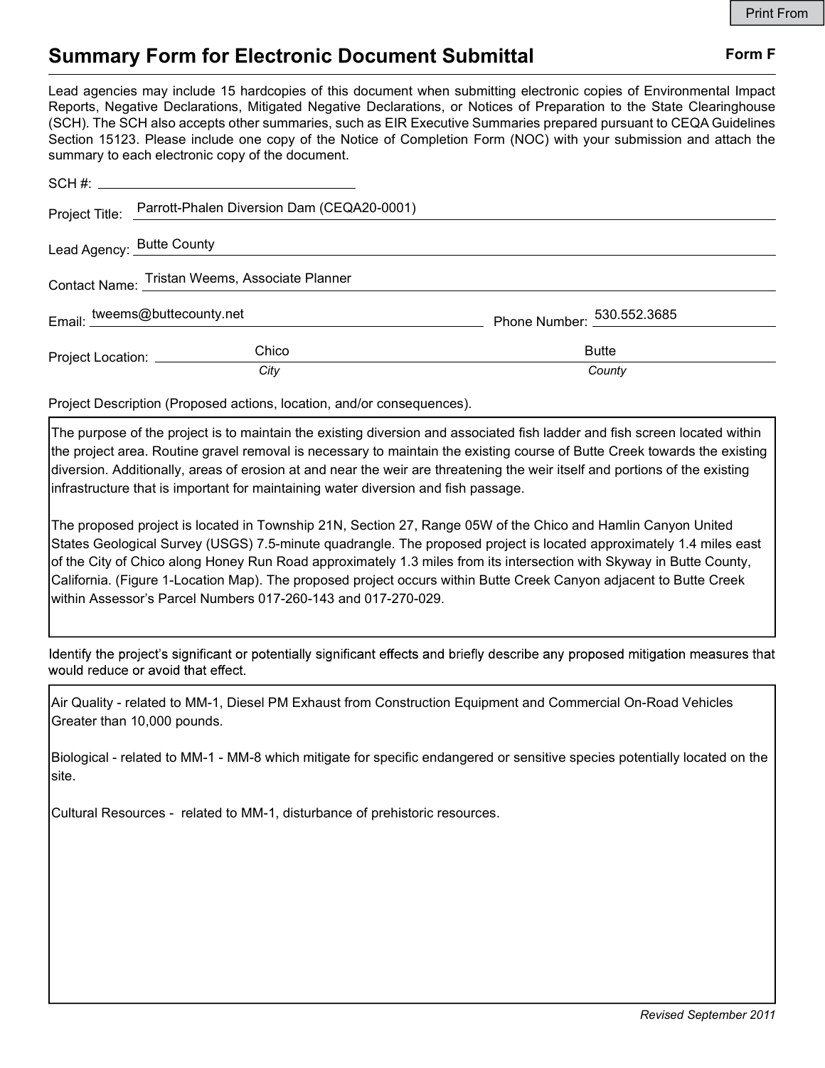# Summary Form for Electronic Document Submittal

**Form F**

Lead agencies may include 15 hardcopies of this document when submitting electronic copies of Environmental Impact Reports, Negative Declarations, Mitigated Negative Declarations, or Notices of Preparation to the State Clearinghouse (SCH). The SCH also accepts other summaries, such as EIR Executive Summaries prepared pursuant to CEQA Guidelines Section 15123. Please include one copy of the Notice of Completion Form (NOC) with your submission and attach the summary to each electronic copy of the document.

SCH #: 

Project Title: Parrott-Phalen Diversion Dam (CEQA20-0001)

Lead Agency: Butte County

Contact Name: Tristan Weems, Associate Planner

Email: tweems@buttecounty.net

Phone Number: 530.552.3685

Project Location: Chico (*City*) Butte (*County*)

Project Description (Proposed actions, location, and/or consequences).

The purpose of the project is to maintain the existing diversion and associated fish ladder and fish screen located within the project area. Routine gravel removal is necessary to maintain the existing course of Butte Creek towards the existing diversion. Additionally, areas of erosion at and near the weir are threatening the weir itself and portions of the existing infrastructure that is important for maintaining water diversion and fish passage.

The proposed project is located in Township 21N, Section 27, Range 05W of the Chico and Hamlin Canyon United States Geological Survey (USGS) 7.5-minute quadrangle. The proposed project is located approximately 1.4 miles east of the City of Chico along Honey Run Road approximately 1.3 miles from its intersection with Skyway in Butte County, California. (Figure 1-Location Map). The proposed project occurs within Butte Creek Canyon adjacent to Butte Creek within Assessor's Parcel Numbers 017-260-143 and 017-270-029.

Identify the project's significant or potentially significant effects and briefly describe any proposed mitigation measures that would reduce or avoid that effect.

Air Quality - related to MM-1, Diesel PM Exhaust from Construction Equipment and Commercial On-Road Vehicles Greater than 10,000 pounds.

Biological - related to MM-1 - MM-8 which mitigate for specific endangered or sensitive species potentially located on the site.

Cultural Resources - related to MM-1, disturbance of prehistoric resources.

*Revised September 2011*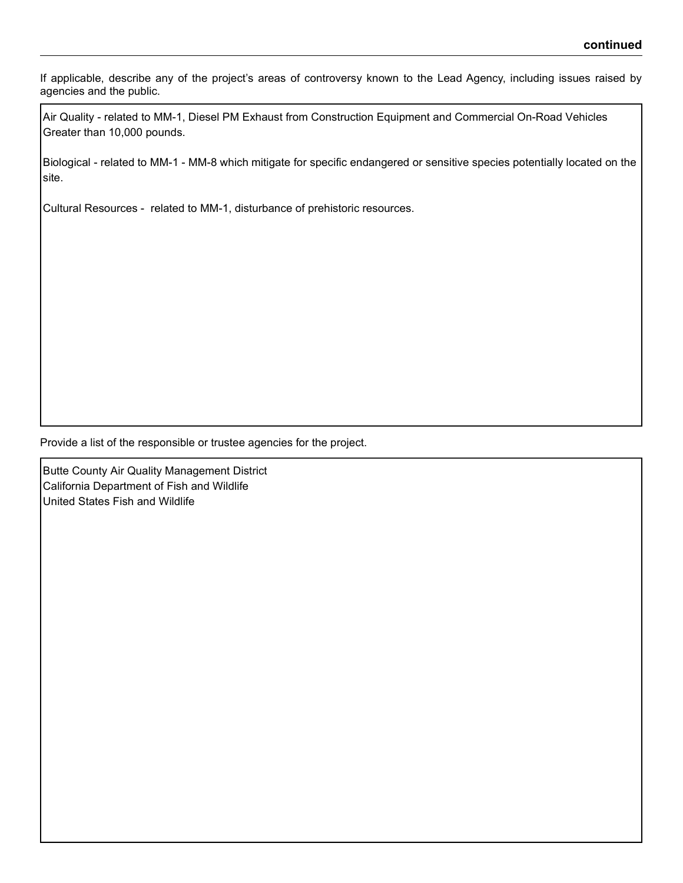**continued**

If applicable, describe any of the project's areas of controversy known to the Lead Agency, including issues raised by agencies and the public.

Air Quality - related to MM-1, Diesel PM Exhaust from Construction Equipment and Commercial On-Road Vehicles Greater than 10,000 pounds.

Biological - related to MM-1 - MM-8 which mitigate for specific endangered or sensitive species potentially located on the site.

Cultural Resources - related to MM-1, disturbance of prehistoric resources.

Provide a list of the responsible or trustee agencies for the project.

Butte County Air Quality Management District
California Department of Fish and Wildlife
United States Fish and Wildlife